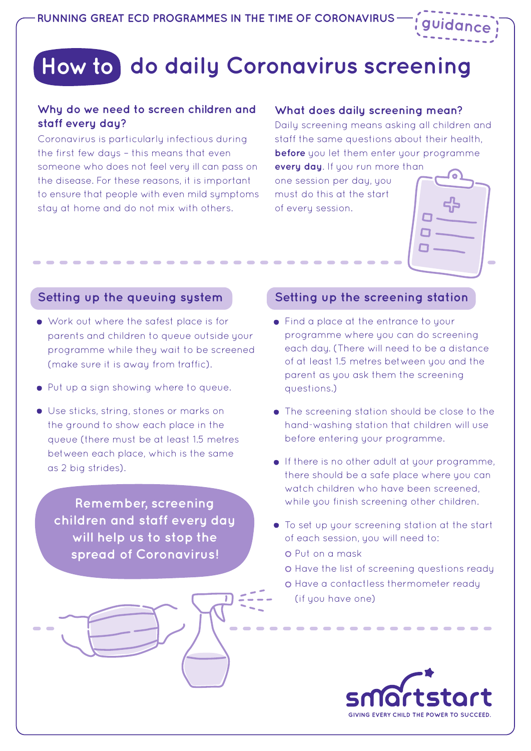RUNNING GREAT ECD PROGRAMMES IN THE TIME OF CORONAVIRUS — guidance

# How to do daily Coronavirus screening

### Why do we need to screen children and staff every day?

Coronavirus is particularly infectious during the first few days – this means that even someone who does not feel very ill can pass on the disease. For these reasons, it is important to ensure that people with even mild symptoms stay at home and do not mix with others.

### What does daily screening mean?

Daily screening means asking all children and staff the same questions about their health, **before** you let them enter your programme **every day**. If you run more than one session per day, you must do this at the start of every session.

## Setting up the queuing system

- Work out where the safest place is for parents and children to queue outside your programme while they wait to be screened (make sure it is away from traffic).
- Put up a sign showing where to queue.
- Use sticks, string, stones or marks on the ground to show each place in the queue (there must be at least 1.5 metres between each place, which is the same as 2 big strides).

**Remember, screening children and staff every day will help us to stop the spread of Coronavirus!**

## Setting up the screening station

- Find a place at the entrance to your programme where you can do screening each day. (There will need to be a distance of at least 1.5 metres between you and the parent as you ask them the screening questions.)
- The screening station should be close to the hand-washing station that children will use before entering your programme.
- If there is no other adult at your programme, there should be a safe place where you can watch children who have been screened, while you finish screening other children.
- To set up your screening station at the start of each session, you will need to:
  - Put on a mask
  - Have the list of screening questions ready
  - Have a contactless thermometer ready (if you have one)

smartstart
GIVING EVERY CHILD THE POWER TO SUCCEED.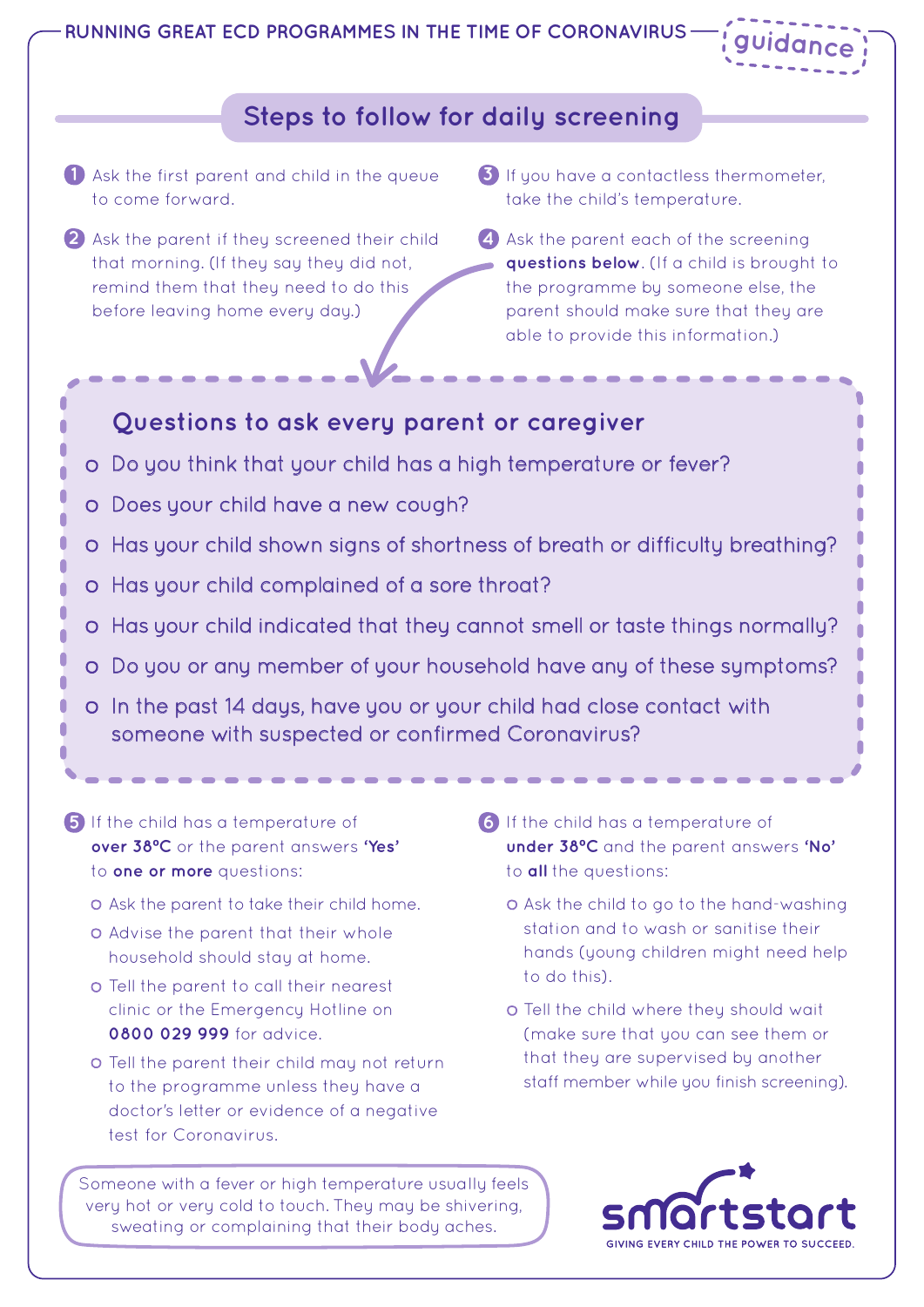## Steps to follow for daily screening

1. Ask the first parent and child in the queue to come forward.
2. Ask the parent if they screened their child that morning. (If they say they did not, remind them that they need to do this before leaving home every day.)
3. If you have a contactless thermometer, take the child's temperature.
4. Ask the parent each of the screening **questions below**. (If a child is brought to the programme by someone else, the parent should make sure that they are able to provide this information.)

### Questions to ask every parent or caregiver

- Do you think that your child has a high temperature or fever?
- Does your child have a new cough?
- Has your child shown signs of shortness of breath or difficulty breathing?
- Has your child complained of a sore throat?
- Has your child indicated that they cannot smell or taste things normally?
- Do you or any member of your household have any of these symptoms?
- In the past 14 days, have you or your child had close contact with someone with suspected or confirmed Coronavirus?

5. If the child has a temperature of **over 38ºC** or the parent answers **'Yes'** to **one or more** questions:
   - Ask the parent to take their child home.
   - Advise the parent that their whole household should stay at home.
   - Tell the parent to call their nearest clinic or the Emergency Hotline on **0800 029 999** for advice.
   - Tell the parent their child may not return to the programme unless they have a doctor's letter or evidence of a negative test for Coronavirus.
6. If the child has a temperature of **under 38ºC** and the parent answers **'No'** to **all** the questions:
   - Ask the child to go to the hand-washing station and to wash or sanitise their hands (young children might need help to do this).
   - Tell the child where they should wait (make sure that you can see them or that they are supervised by another staff member while you finish screening).

Someone with a fever or high temperature usually feels very hot or very cold to touch. They may be shivering, sweating or complaining that their body aches.

smartstart
GIVING EVERY CHILD THE POWER TO SUCCEED.